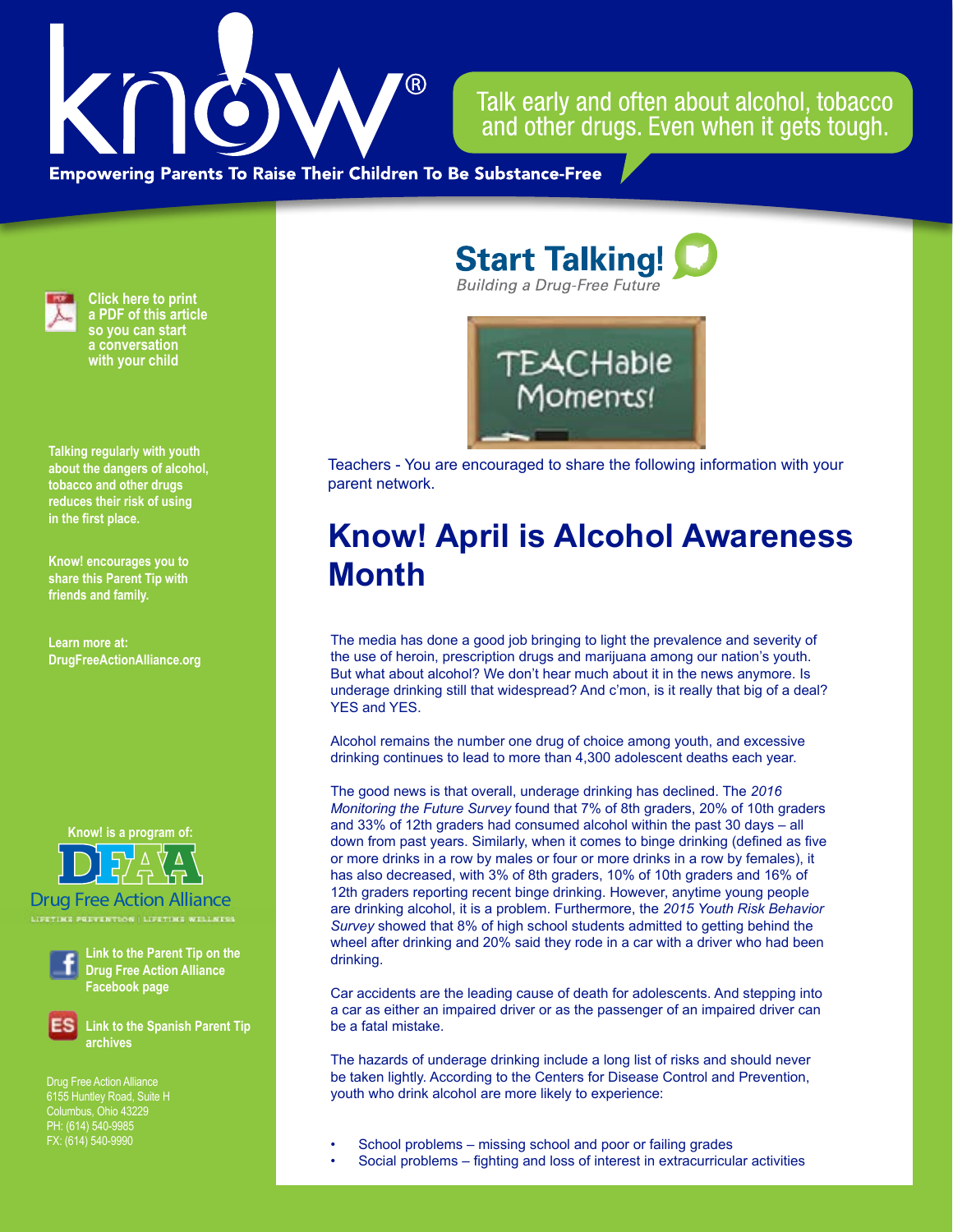know®

Talk early and often about alcohol, tobacco and other drugs. Even when it gets tough.

**Empowering Parents To Raise Their Children To Be Substance-Free**

**Start Talking!**
*Building a Drug-Free Future*

TEACHable Moments!

Teachers - You are encouraged to share the following information with your parent network.

# Know! April is Alcohol Awareness Month

The media has done a good job bringing to light the prevalence and severity of the use of heroin, prescription drugs and marijuana among our nation's youth. But what about alcohol? We don't hear much about it in the news anymore. Is underage drinking still that widespread? And c'mon, is it really that big of a deal? YES and YES.

Alcohol remains the number one drug of choice among youth, and excessive drinking continues to lead to more than 4,300 adolescent deaths each year.

The good news is that overall, underage drinking has declined. The *2016 Monitoring the Future Survey* found that 7% of 8th graders, 20% of 10th graders and 33% of 12th graders had consumed alcohol within the past 30 days – all down from past years. Similarly, when it comes to binge drinking (defined as five or more drinks in a row by males or four or more drinks in a row by females), it has also decreased, with 3% of 8th graders, 10% of 10th graders and 16% of 12th graders reporting recent binge drinking. However, anytime young people are drinking alcohol, it is a problem. Furthermore, the *2015 Youth Risk Behavior Survey* showed that 8% of high school students admitted to getting behind the wheel after drinking and 20% said they rode in a car with a driver who had been drinking.

Car accidents are the leading cause of death for adolescents. And stepping into a car as either an impaired driver or as the passenger of an impaired driver can be a fatal mistake.

The hazards of underage drinking include a long list of risks and should never be taken lightly. According to the Centers for Disease Control and Prevention, youth who drink alcohol are more likely to experience:

- School problems – missing school and poor or failing grades
- Social problems – fighting and loss of interest in extracurricular activities

**Click here to print a PDF of this article so you can start a conversation with your child**

**Talking regularly with youth about the dangers of alcohol, tobacco and other drugs reduces their risk of using in the first place.**

**Know! encourages you to share this Parent Tip with friends and family.**

**Learn more at: DrugFreeActionAlliance.org**

**Know! is a program of:**

DFAA
Drug Free Action Alliance
LIFETIME PREVENTION | LIFETIME WELLNESS

**Link to the Parent Tip on the Drug Free Action Alliance Facebook page**

**Link to the Spanish Parent Tip archives**

Drug Free Action Alliance
6155 Huntley Road, Suite H
Columbus, Ohio 43229
PH: (614) 540-9985
FX: (614) 540-9990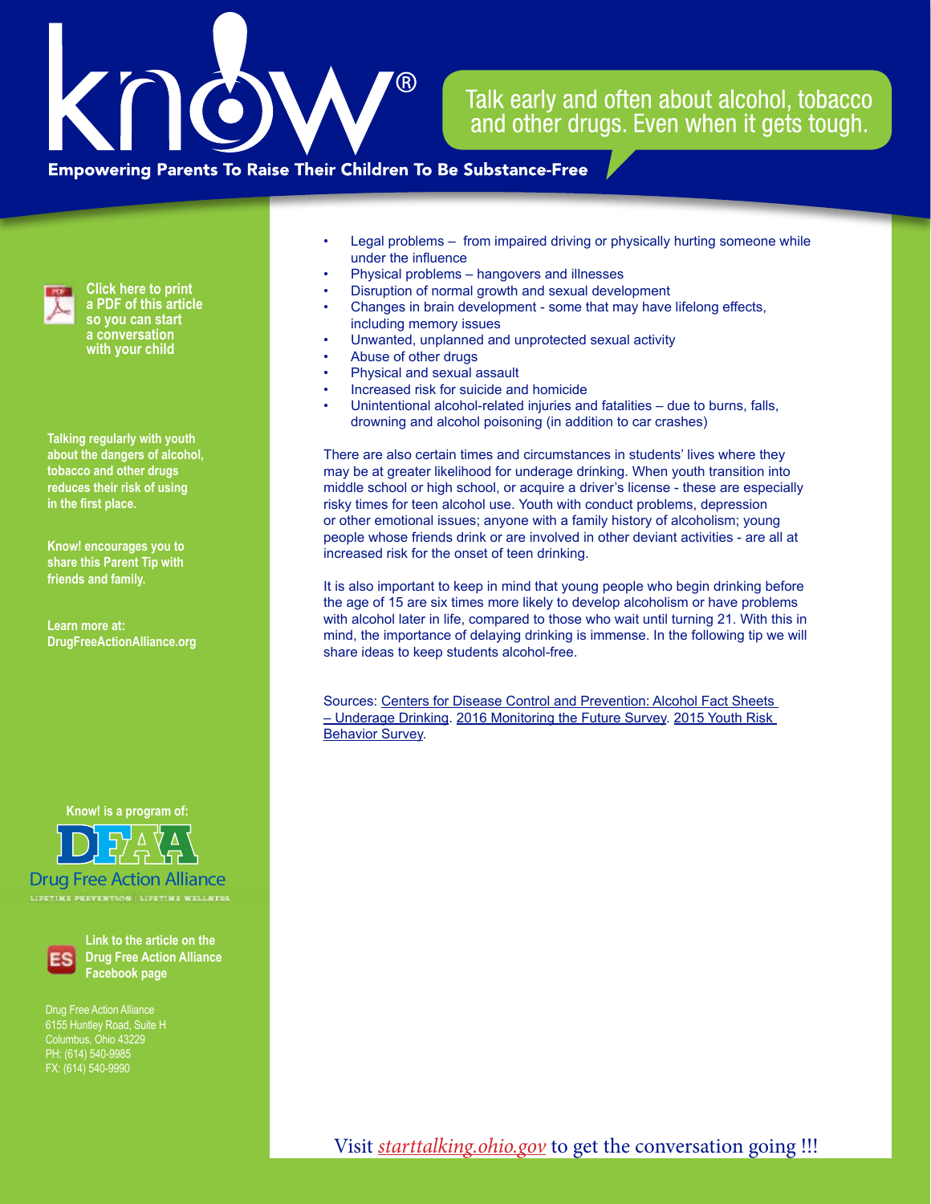# know®

Talk early and often about alcohol, tobacco and other drugs. Even when it gets tough.

**Empowering Parents To Raise Their Children To Be Substance-Free**

**Click here to print a PDF of this article so you can start a conversation with your child**

**Talking regularly with youth about the dangers of alcohol, tobacco and other drugs reduces their risk of using in the first place.**

**Know! encourages you to share this Parent Tip with friends and family.**

**Learn more at: DrugFreeActionAlliance.org**

- Legal problems – from impaired driving or physically hurting someone while under the influence
- Physical problems – hangovers and illnesses
- Disruption of normal growth and sexual development
- Changes in brain development - some that may have lifelong effects, including memory issues
- Unwanted, unplanned and unprotected sexual activity
- Abuse of other drugs
- Physical and sexual assault
- Increased risk for suicide and homicide
- Unintentional alcohol-related injuries and fatalities – due to burns, falls, drowning and alcohol poisoning (in addition to car crashes)

There are also certain times and circumstances in students' lives where they may be at greater likelihood for underage drinking. When youth transition into middle school or high school, or acquire a driver's license - these are especially risky times for teen alcohol use. Youth with conduct problems, depression or other emotional issues; anyone with a family history of alcoholism; young people whose friends drink or are involved in other deviant activities - are all at increased risk for the onset of teen drinking.

It is also important to keep in mind that young people who begin drinking before the age of 15 are six times more likely to develop alcoholism or have problems with alcohol later in life, compared to those who wait until turning 21. With this in mind, the importance of delaying drinking is immense. In the following tip we will share ideas to keep students alcohol-free.

Sources: Centers for Disease Control and Prevention: Alcohol Fact Sheets – Underage Drinking. 2016 Monitoring the Future Survey. 2015 Youth Risk Behavior Survey.

**Know! is a program of:**

DFAA
Drug Free Action Alliance
LIFETIME PREVENTION | LIFETIME WELLNESS

**Link to the article on the Drug Free Action Alliance Facebook page**

Drug Free Action Alliance
6155 Huntley Road, Suite H
Columbus, Ohio 43229
PH: (614) 540-9985
FX: (614) 540-9990

Visit *starttalking.ohio.gov* to get the conversation going !!!